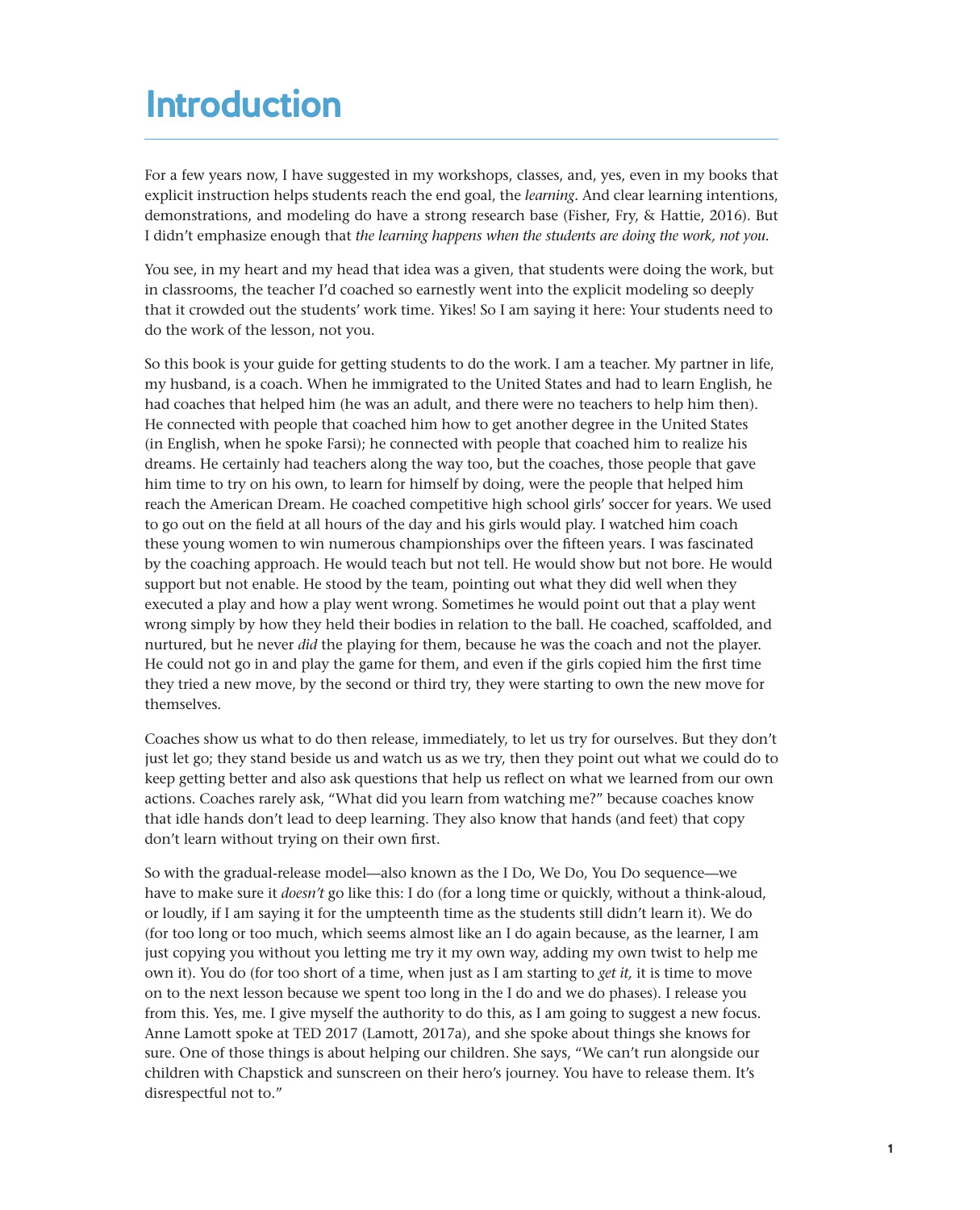# Introduction

For a few years now, I have suggested in my workshops, classes, and, yes, even in my books that explicit instruction helps students reach the end goal, the *learning*. And clear learning intentions, demonstrations, and modeling do have a strong research base (Fisher, Fry, & Hattie, 2016). But I didn't emphasize enough that *the learning happens when the students are doing the work, not you.*

You see, in my heart and my head that idea was a given, that students were doing the work, but in classrooms, the teacher I'd coached so earnestly went into the explicit modeling so deeply that it crowded out the students' work time. Yikes! So I am saying it here: Your students need to do the work of the lesson, not you.

So this book is your guide for getting students to do the work. I am a teacher. My partner in life, my husband, is a coach. When he immigrated to the United States and had to learn English, he had coaches that helped him (he was an adult, and there were no teachers to help him then). He connected with people that coached him how to get another degree in the United States (in English, when he spoke Farsi); he connected with people that coached him to realize his dreams. He certainly had teachers along the way too, but the coaches, those people that gave him time to try on his own, to learn for himself by doing, were the people that helped him reach the American Dream. He coached competitive high school girls' soccer for years. We used to go out on the field at all hours of the day and his girls would play. I watched him coach these young women to win numerous championships over the fifteen years. I was fascinated by the coaching approach. He would teach but not tell. He would show but not bore. He would support but not enable. He stood by the team, pointing out what they did well when they executed a play and how a play went wrong. Sometimes he would point out that a play went wrong simply by how they held their bodies in relation to the ball. He coached, scaffolded, and nurtured, but he never *did* the playing for them, because he was the coach and not the player. He could not go in and play the game for them, and even if the girls copied him the first time they tried a new move, by the second or third try, they were starting to own the new move for themselves.

Coaches show us what to do then release, immediately, to let us try for ourselves. But they don't just let go; they stand beside us and watch us as we try, then they point out what we could do to keep getting better and also ask questions that help us reflect on what we learned from our own actions. Coaches rarely ask, "What did you learn from watching me?" because coaches know that idle hands don't lead to deep learning. They also know that hands (and feet) that copy don't learn without trying on their own first.

So with the gradual-release model—also known as the I Do, We Do, You Do sequence—we have to make sure it *doesn't* go like this: I do (for a long time or quickly, without a think-aloud, or loudly, if I am saying it for the umpteenth time as the students still didn't learn it). We do (for too long or too much, which seems almost like an I do again because, as the learner, I am just copying you without you letting me try it my own way, adding my own twist to help me own it). You do (for too short of a time, when just as I am starting to *get it,* it is time to move on to the next lesson because we spent too long in the I do and we do phases). I release you from this. Yes, me. I give myself the authority to do this, as I am going to suggest a new focus. Anne Lamott spoke at TED 2017 (Lamott, 2017a), and she spoke about things she knows for sure. One of those things is about helping our children. She says, "We can't run alongside our children with Chapstick and sunscreen on their hero's journey. You have to release them. It's disrespectful not to."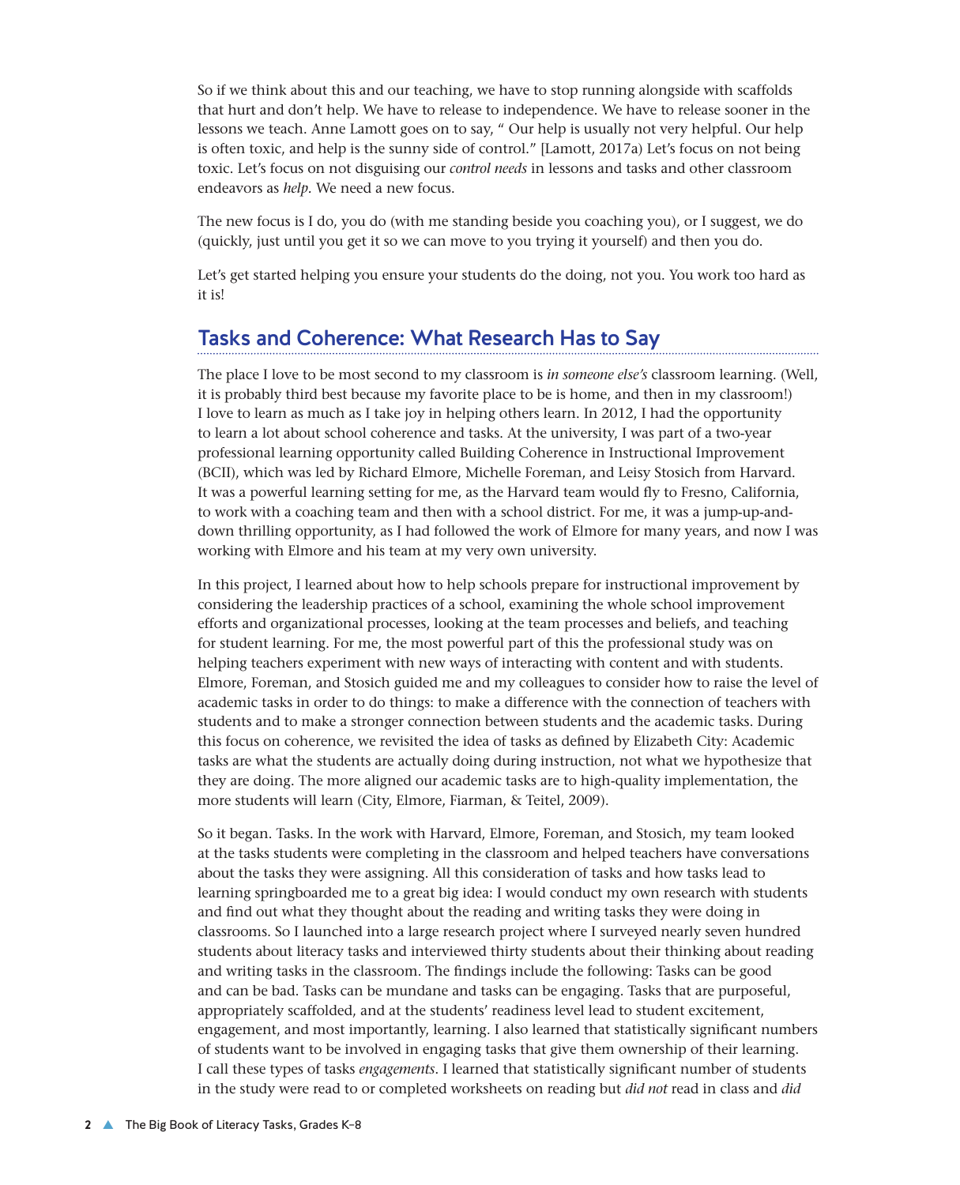So if we think about this and our teaching, we have to stop running alongside with scaffolds that hurt and don't help. We have to release to independence. We have to release sooner in the lessons we teach. Anne Lamott goes on to say, " Our help is usually not very helpful. Our help is often toxic, and help is the sunny side of control." [Lamott, 2017a) Let's focus on not being toxic. Let's focus on not disguising our *control needs* in lessons and tasks and other classroom endeavors as *help*. We need a new focus.

The new focus is I do, you do (with me standing beside you coaching you), or I suggest, we do (quickly, just until you get it so we can move to you trying it yourself) and then you do.

Let's get started helping you ensure your students do the doing, not you. You work too hard as it is!

## Tasks and Coherence: What Research Has to Say

The place I love to be most second to my classroom is *in someone else's* classroom learning. (Well, it is probably third best because my favorite place to be is home, and then in my classroom!) I love to learn as much as I take joy in helping others learn. In 2012, I had the opportunity to learn a lot about school coherence and tasks. At the university, I was part of a two-year professional learning opportunity called Building Coherence in Instructional Improvement (BCII), which was led by Richard Elmore, Michelle Foreman, and Leisy Stosich from Harvard. It was a powerful learning setting for me, as the Harvard team would fly to Fresno, California, to work with a coaching team and then with a school district. For me, it was a jump-up-and-down thrilling opportunity, as I had followed the work of Elmore for many years, and now I was working with Elmore and his team at my very own university.

In this project, I learned about how to help schools prepare for instructional improvement by considering the leadership practices of a school, examining the whole school improvement efforts and organizational processes, looking at the team processes and beliefs, and teaching for student learning. For me, the most powerful part of this the professional study was on helping teachers experiment with new ways of interacting with content and with students. Elmore, Foreman, and Stosich guided me and my colleagues to consider how to raise the level of academic tasks in order to do things: to make a difference with the connection of teachers with students and to make a stronger connection between students and the academic tasks. During this focus on coherence, we revisited the idea of tasks as defined by Elizabeth City: Academic tasks are what the students are actually doing during instruction, not what we hypothesize that they are doing. The more aligned our academic tasks are to high-quality implementation, the more students will learn (City, Elmore, Fiarman, & Teitel, 2009).

So it began. Tasks. In the work with Harvard, Elmore, Foreman, and Stosich, my team looked at the tasks students were completing in the classroom and helped teachers have conversations about the tasks they were assigning. All this consideration of tasks and how tasks lead to learning springboarded me to a great big idea: I would conduct my own research with students and find out what they thought about the reading and writing tasks they were doing in classrooms. So I launched into a large research project where I surveyed nearly seven hundred students about literacy tasks and interviewed thirty students about their thinking about reading and writing tasks in the classroom. The findings include the following: Tasks can be good and can be bad. Tasks can be mundane and tasks can be engaging. Tasks that are purposeful, appropriately scaffolded, and at the students' readiness level lead to student excitement, engagement, and most importantly, learning. I also learned that statistically significant numbers of students want to be involved in engaging tasks that give them ownership of their learning. I call these types of tasks *engagements*. I learned that statistically significant number of students in the study were read to or completed worksheets on reading but *did not* read in class and *did*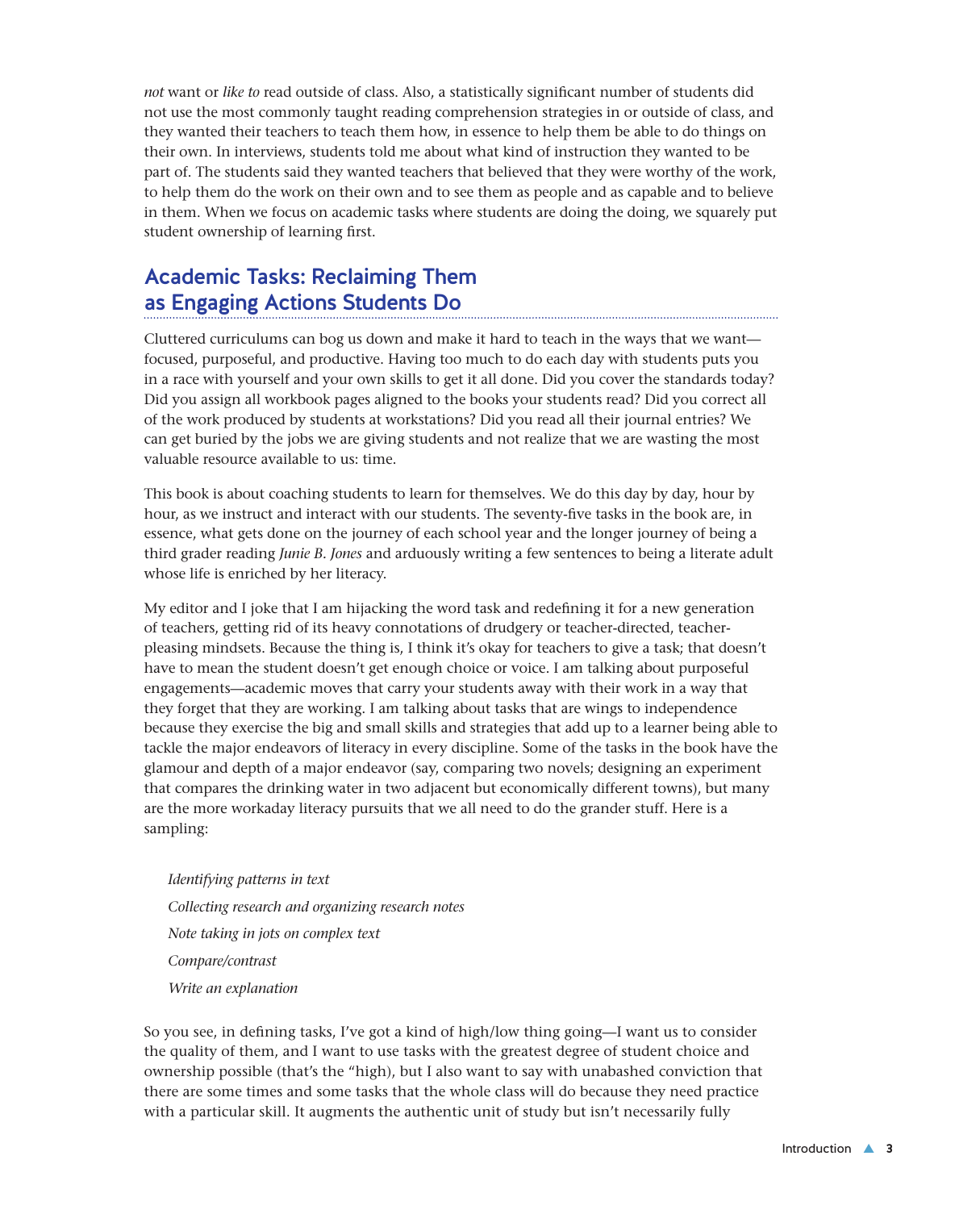*not* want or *like to* read outside of class. Also, a statistically significant number of students did not use the most commonly taught reading comprehension strategies in or outside of class, and they wanted their teachers to teach them how, in essence to help them be able to do things on their own. In interviews, students told me about what kind of instruction they wanted to be part of. The students said they wanted teachers that believed that they were worthy of the work, to help them do the work on their own and to see them as people and as capable and to believe in them. When we focus on academic tasks where students are doing the doing, we squarely put student ownership of learning first.

## Academic Tasks: Reclaiming Them as Engaging Actions Students Do

Cluttered curriculums can bog us down and make it hard to teach in the ways that we want—focused, purposeful, and productive. Having too much to do each day with students puts you in a race with yourself and your own skills to get it all done. Did you cover the standards today? Did you assign all workbook pages aligned to the books your students read? Did you correct all of the work produced by students at workstations? Did you read all their journal entries? We can get buried by the jobs we are giving students and not realize that we are wasting the most valuable resource available to us: time.

This book is about coaching students to learn for themselves. We do this day by day, hour by hour, as we instruct and interact with our students. The seventy-five tasks in the book are, in essence, what gets done on the journey of each school year and the longer journey of being a third grader reading *Junie B. Jones* and arduously writing a few sentences to being a literate adult whose life is enriched by her literacy.

My editor and I joke that I am hijacking the word task and redefining it for a new generation of teachers, getting rid of its heavy connotations of drudgery or teacher-directed, teacher-pleasing mindsets. Because the thing is, I think it's okay for teachers to give a task; that doesn't have to mean the student doesn't get enough choice or voice. I am talking about purposeful engagements—academic moves that carry your students away with their work in a way that they forget that they are working. I am talking about tasks that are wings to independence because they exercise the big and small skills and strategies that add up to a learner being able to tackle the major endeavors of literacy in every discipline. Some of the tasks in the book have the glamour and depth of a major endeavor (say, comparing two novels; designing an experiment that compares the drinking water in two adjacent but economically different towns), but many are the more workaday literacy pursuits that we all need to do the grander stuff. Here is a sampling:

*Identifying patterns in text*

*Collecting research and organizing research notes*

*Note taking in jots on complex text*

*Compare/contrast*

*Write an explanation*

So you see, in defining tasks, I've got a kind of high/low thing going—I want us to consider the quality of them, and I want to use tasks with the greatest degree of student choice and ownership possible (that's the "high), but I also want to say with unabashed conviction that there are some times and some tasks that the whole class will do because they need practice with a particular skill. It augments the authentic unit of study but isn't necessarily fully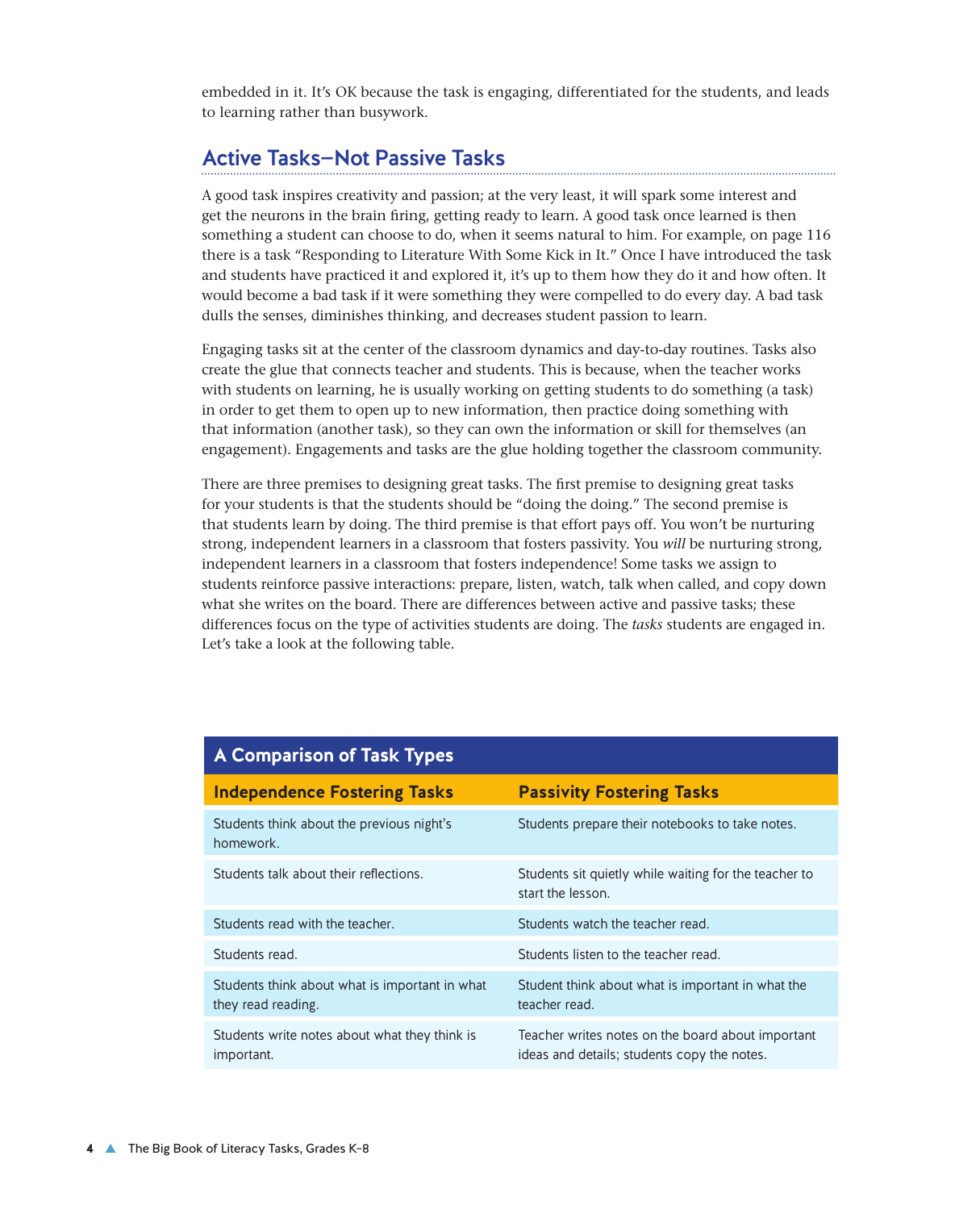embedded in it. It's OK because the task is engaging, differentiated for the students, and leads to learning rather than busywork.

## Active Tasks—Not Passive Tasks

A good task inspires creativity and passion; at the very least, it will spark some interest and get the neurons in the brain firing, getting ready to learn. A good task once learned is then something a student can choose to do, when it seems natural to him. For example, on page 116 there is a task "Responding to Literature With Some Kick in It." Once I have introduced the task and students have practiced it and explored it, it's up to them how they do it and how often. It would become a bad task if it were something they were compelled to do every day. A bad task dulls the senses, diminishes thinking, and decreases student passion to learn.

Engaging tasks sit at the center of the classroom dynamics and day-to-day routines. Tasks also create the glue that connects teacher and students. This is because, when the teacher works with students on learning, he is usually working on getting students to do something (a task) in order to get them to open up to new information, then practice doing something with that information (another task), so they can own the information or skill for themselves (an engagement). Engagements and tasks are the glue holding together the classroom community.

There are three premises to designing great tasks. The first premise to designing great tasks for your students is that the students should be "doing the doing." The second premise is that students learn by doing. The third premise is that effort pays off. You won't be nurturing strong, independent learners in a classroom that fosters passivity. You *will* be nurturing strong, independent learners in a classroom that fosters independence! Some tasks we assign to students reinforce passive interactions: prepare, listen, watch, talk when called, and copy down what she writes on the board. There are differences between active and passive tasks; these differences focus on the type of activities students are doing. The *tasks* students are engaged in. Let's take a look at the following table.

**A Comparison of Task Types**

| Independence Fostering Tasks | Passivity Fostering Tasks |
|---|---|
| Students think about the previous night's homework. | Students prepare their notebooks to take notes. |
| Students talk about their reflections. | Students sit quietly while waiting for the teacher to start the lesson. |
| Students read with the teacher. | Students watch the teacher read. |
| Students read. | Students listen to the teacher read. |
| Students think about what is important in what they read reading. | Student think about what is important in what the teacher read. |
| Students write notes about what they think is important. | Teacher writes notes on the board about important ideas and details; students copy the notes. |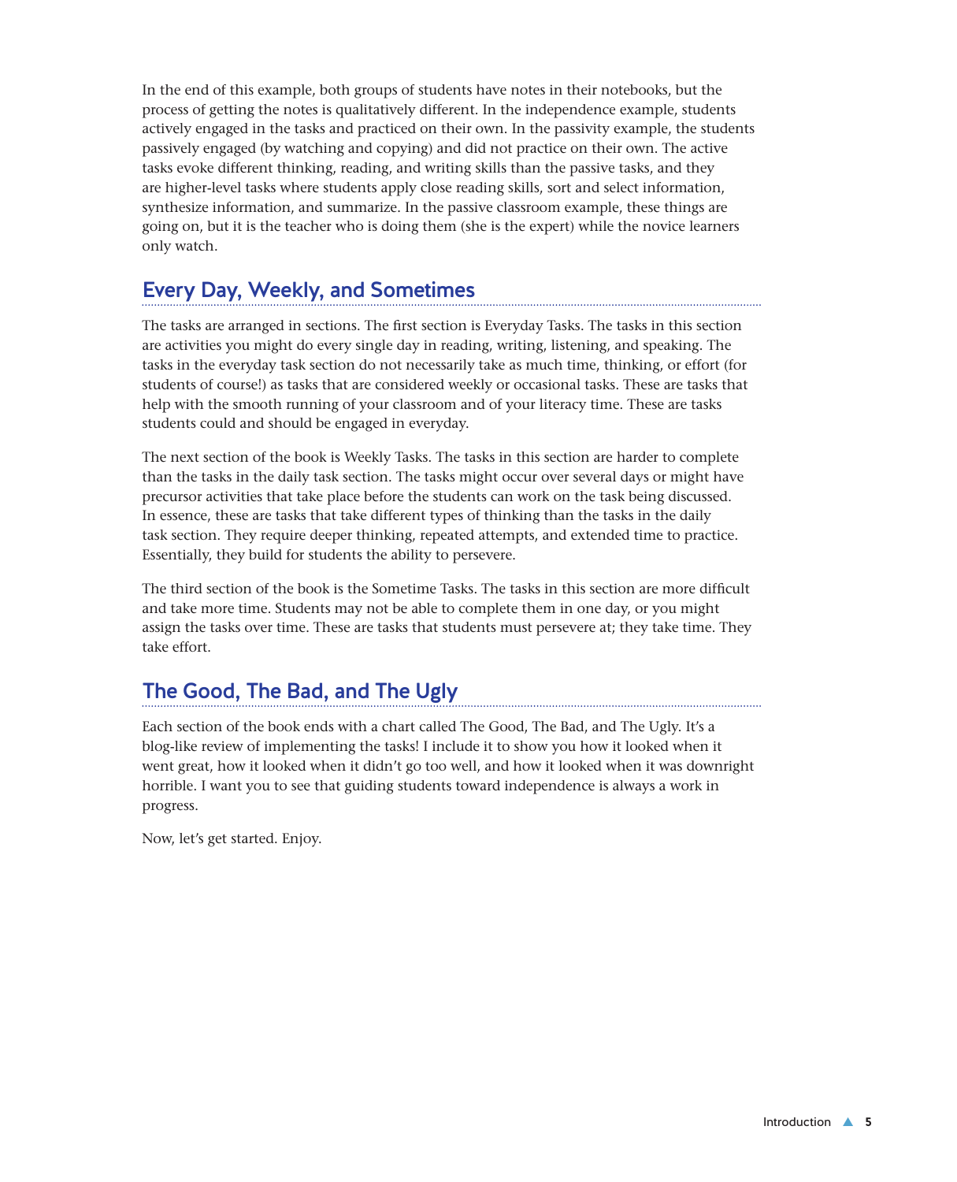In the end of this example, both groups of students have notes in their notebooks, but the process of getting the notes is qualitatively different. In the independence example, students actively engaged in the tasks and practiced on their own. In the passivity example, the students passively engaged (by watching and copying) and did not practice on their own. The active tasks evoke different thinking, reading, and writing skills than the passive tasks, and they are higher-level tasks where students apply close reading skills, sort and select information, synthesize information, and summarize. In the passive classroom example, these things are going on, but it is the teacher who is doing them (she is the expert) while the novice learners only watch.

## Every Day, Weekly, and Sometimes

The tasks are arranged in sections. The first section is Everyday Tasks. The tasks in this section are activities you might do every single day in reading, writing, listening, and speaking. The tasks in the everyday task section do not necessarily take as much time, thinking, or effort (for students of course!) as tasks that are considered weekly or occasional tasks. These are tasks that help with the smooth running of your classroom and of your literacy time. These are tasks students could and should be engaged in everyday.

The next section of the book is Weekly Tasks. The tasks in this section are harder to complete than the tasks in the daily task section. The tasks might occur over several days or might have precursor activities that take place before the students can work on the task being discussed. In essence, these are tasks that take different types of thinking than the tasks in the daily task section. They require deeper thinking, repeated attempts, and extended time to practice. Essentially, they build for students the ability to persevere.

The third section of the book is the Sometime Tasks. The tasks in this section are more difficult and take more time. Students may not be able to complete them in one day, or you might assign the tasks over time. These are tasks that students must persevere at; they take time. They take effort.

## The Good, The Bad, and The Ugly

Each section of the book ends with a chart called The Good, The Bad, and The Ugly. It's a blog-like review of implementing the tasks! I include it to show you how it looked when it went great, how it looked when it didn't go too well, and how it looked when it was downright horrible. I want you to see that guiding students toward independence is always a work in progress.

Now, let's get started. Enjoy.